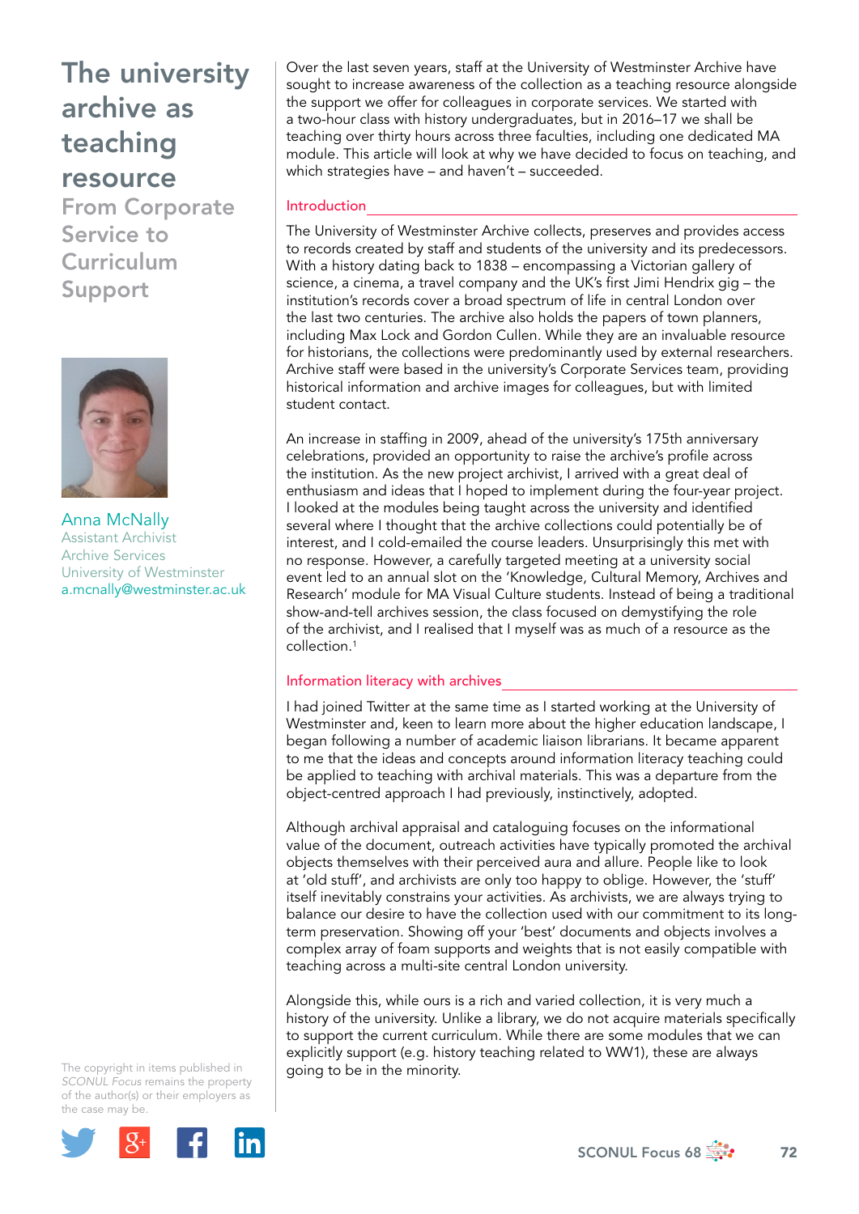# The university archive as teaching resource

## From Corporate Service to Curriculum Support

Anna McNally
Assistant Archivist
Archive Services
University of Westminster
a.mcnally@westminster.ac.uk

Over the last seven years, staff at the University of Westminster Archive have sought to increase awareness of the collection as a teaching resource alongside the support we offer for colleagues in corporate services. We started with a two-hour class with history undergraduates, but in 2016–17 we shall be teaching over thirty hours across three faculties, including one dedicated MA module. This article will look at why we have decided to focus on teaching, and which strategies have – and haven't – succeeded.

### Introduction

The University of Westminster Archive collects, preserves and provides access to records created by staff and students of the university and its predecessors. With a history dating back to 1838 – encompassing a Victorian gallery of science, a cinema, a travel company and the UK's first Jimi Hendrix gig – the institution's records cover a broad spectrum of life in central London over the last two centuries. The archive also holds the papers of town planners, including Max Lock and Gordon Cullen. While they are an invaluable resource for historians, the collections were predominantly used by external researchers. Archive staff were based in the university's Corporate Services team, providing historical information and archive images for colleagues, but with limited student contact.

An increase in staffing in 2009, ahead of the university's 175th anniversary celebrations, provided an opportunity to raise the archive's profile across the institution. As the new project archivist, I arrived with a great deal of enthusiasm and ideas that I hoped to implement during the four-year project. I looked at the modules being taught across the university and identified several where I thought that the archive collections could potentially be of interest, and I cold-emailed the course leaders. Unsurprisingly this met with no response. However, a carefully targeted meeting at a university social event led to an annual slot on the 'Knowledge, Cultural Memory, Archives and Research' module for MA Visual Culture students. Instead of being a traditional show-and-tell archives session, the class focused on demystifying the role of the archivist, and I realised that I myself was as much of a resource as the collection.[1]

### Information literacy with archives

I had joined Twitter at the same time as I started working at the University of Westminster and, keen to learn more about the higher education landscape, I began following a number of academic liaison librarians. It became apparent to me that the ideas and concepts around information literacy teaching could be applied to teaching with archival materials. This was a departure from the object-centred approach I had previously, instinctively, adopted.

Although archival appraisal and cataloguing focuses on the informational value of the document, outreach activities have typically promoted the archival objects themselves with their perceived aura and allure. People like to look at 'old stuff', and archivists are only too happy to oblige. However, the 'stuff' itself inevitably constrains your activities. As archivists, we are always trying to balance our desire to have the collection used with our commitment to its long-term preservation. Showing off your 'best' documents and objects involves a complex array of foam supports and weights that is not easily compatible with teaching across a multi-site central London university.

Alongside this, while ours is a rich and varied collection, it is very much a history of the university. Unlike a library, we do not acquire materials specifically to support the current curriculum. While there are some modules that we can explicitly support (e.g. history teaching related to WW1), these are always going to be in the minority.

The copyright in items published in *SCONUL Focus* remains the property of the author(s) or their employers as the case may be.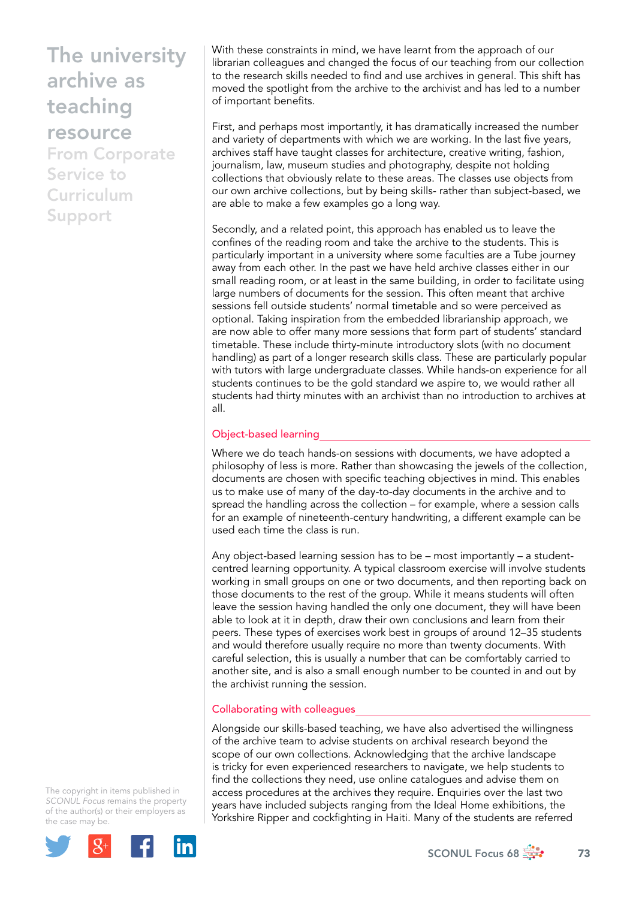With these constraints in mind, we have learnt from the approach of our librarian colleagues and changed the focus of our teaching from our collection to the research skills needed to find and use archives in general. This shift has moved the spotlight from the archive to the archivist and has led to a number of important benefits.

First, and perhaps most importantly, it has dramatically increased the number and variety of departments with which we are working. In the last five years, archives staff have taught classes for architecture, creative writing, fashion, journalism, law, museum studies and photography, despite not holding collections that obviously relate to these areas. The classes use objects from our own archive collections, but by being skills- rather than subject-based, we are able to make a few examples go a long way.

Secondly, and a related point, this approach has enabled us to leave the confines of the reading room and take the archive to the students. This is particularly important in a university where some faculties are a Tube journey away from each other. In the past we have held archive classes either in our small reading room, or at least in the same building, in order to facilitate using large numbers of documents for the session. This often meant that archive sessions fell outside students' normal timetable and so were perceived as optional. Taking inspiration from the embedded librarianship approach, we are now able to offer many more sessions that form part of students' standard timetable. These include thirty-minute introductory slots (with no document handling) as part of a longer research skills class. These are particularly popular with tutors with large undergraduate classes. While hands-on experience for all students continues to be the gold standard we aspire to, we would rather all students had thirty minutes with an archivist than no introduction to archives at all.

## Object-based learning

Where we do teach hands-on sessions with documents, we have adopted a philosophy of less is more. Rather than showcasing the jewels of the collection, documents are chosen with specific teaching objectives in mind. This enables us to make use of many of the day-to-day documents in the archive and to spread the handling across the collection – for example, where a session calls for an example of nineteenth-century handwriting, a different example can be used each time the class is run.

Any object-based learning session has to be – most importantly – a student-centred learning opportunity. A typical classroom exercise will involve students working in small groups on one or two documents, and then reporting back on those documents to the rest of the group. While it means students will often leave the session having handled the only one document, they will have been able to look at it in depth, draw their own conclusions and learn from their peers. These types of exercises work best in groups of around 12–35 students and would therefore usually require no more than twenty documents. With careful selection, this is usually a number that can be comfortably carried to another site, and is also a small enough number to be counted in and out by the archivist running the session.

## Collaborating with colleagues

Alongside our skills-based teaching, we have also advertised the willingness of the archive team to advise students on archival research beyond the scope of our own collections. Acknowledging that the archive landscape is tricky for even experienced researchers to navigate, we help students to find the collections they need, use online catalogues and advise them on access procedures at the archives they require. Enquiries over the last two years have included subjects ranging from the Ideal Home exhibitions, the Yorkshire Ripper and cockfighting in Haiti. Many of the students are referred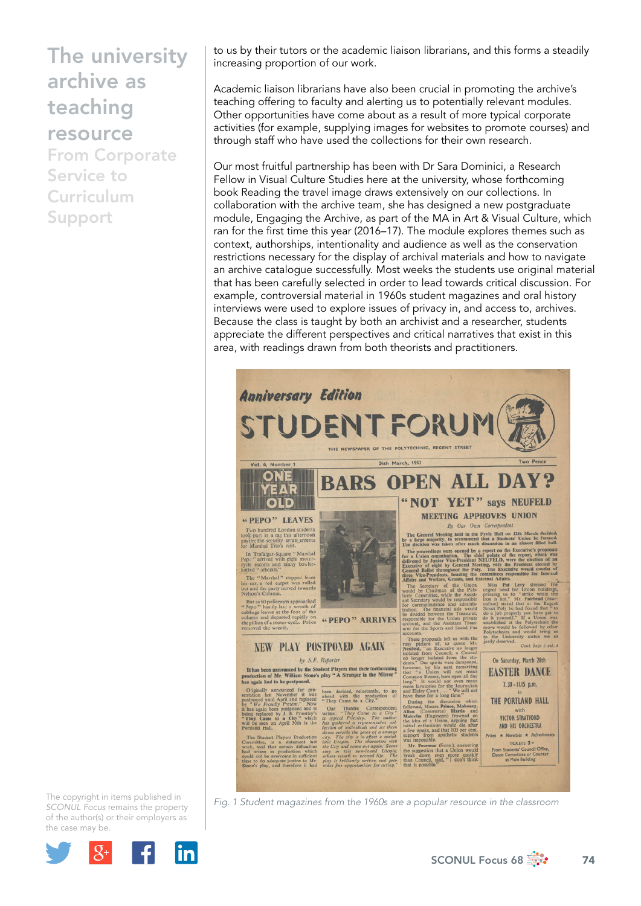to us by their tutors or the academic liaison librarians, and this forms a steadily increasing proportion of our work.

Academic liaison librarians have also been crucial in promoting the archive's teaching offering to faculty and alerting us to potentially relevant modules. Other opportunities have come about as a result of more typical corporate activities (for example, supplying images for websites to promote courses) and through staff who have used the collections for their own research.

Our most fruitful partnership has been with Dr Sara Dominici, a Research Fellow in Visual Culture Studies here at the university, whose forthcoming book Reading the travel image draws extensively on our collections. In collaboration with the archive team, she has designed a new postgraduate module, Engaging the Archive, as part of the MA in Art & Visual Culture, which ran for the first time this year (2016–17). The module explores themes such as context, authorships, intentionality and audience as well as the conservation restrictions necessary for the display of archival materials and how to navigate an archive catalogue successfully. Most weeks the students use original material that has been carefully selected in order to lead towards critical discussion. For example, controversial material in 1960s student magazines and oral history interviews were used to explore issues of privacy in, and access to, archives. Because the class is taught by both an archivist and a researcher, students appreciate the different perspectives and critical narratives that exist in this area, with readings drawn from both theorists and practitioners.

*Fig. 1 Student magazines from the 1960s are a popular resource in the classroom*

The copyright in items published in *SCONUL Focus* remains the property of the author(s) or their employers as the case may be.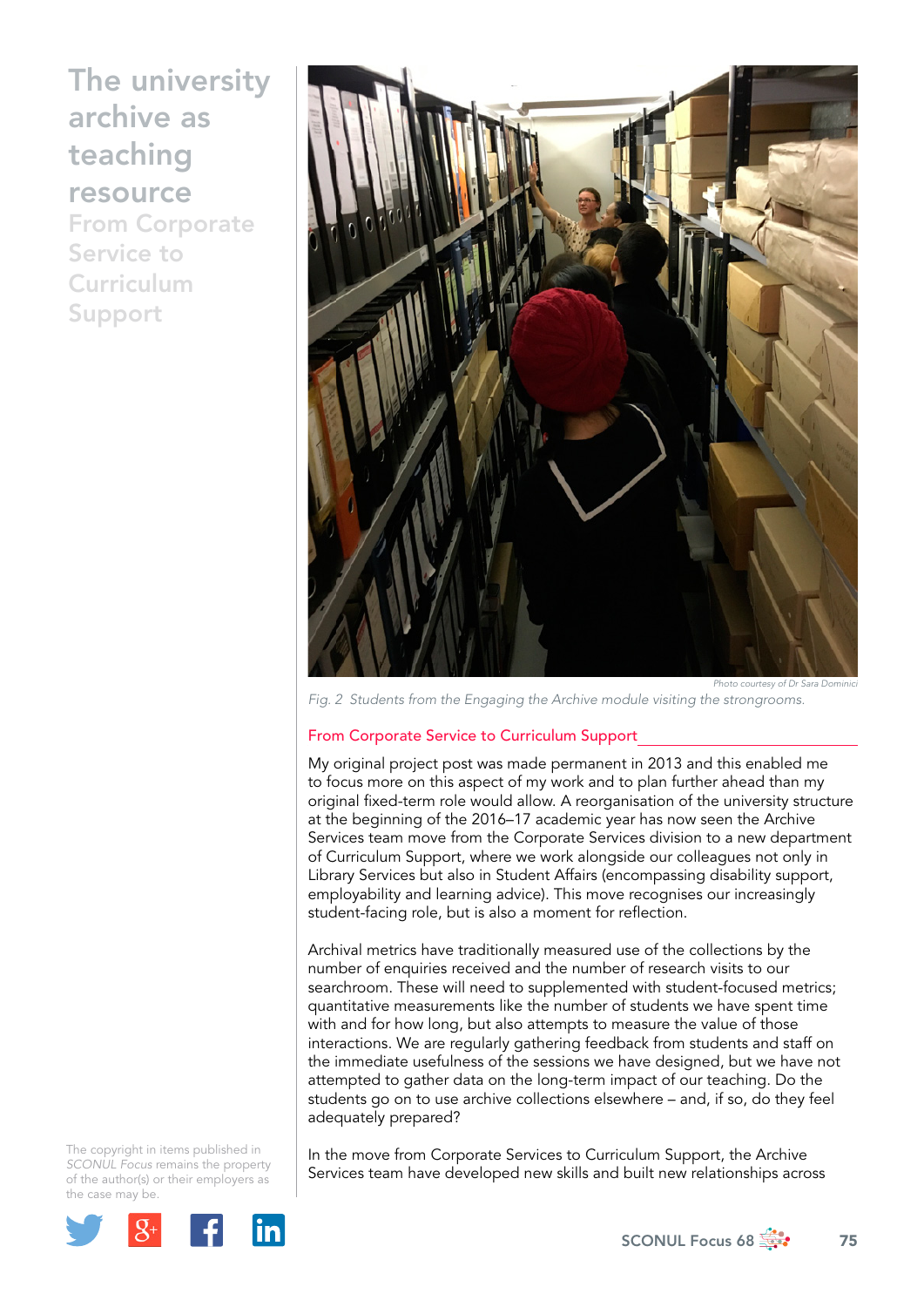Photo courtesy of Dr Sara Dominici

*Fig. 2 Students from the Engaging the Archive module visiting the strongrooms.*

## From Corporate Service to Curriculum Support

My original project post was made permanent in 2013 and this enabled me to focus more on this aspect of my work and to plan further ahead than my original fixed-term role would allow. A reorganisation of the university structure at the beginning of the 2016–17 academic year has now seen the Archive Services team move from the Corporate Services division to a new department of Curriculum Support, where we work alongside our colleagues not only in Library Services but also in Student Affairs (encompassing disability support, employability and learning advice). This move recognises our increasingly student-facing role, but is also a moment for reflection.

Archival metrics have traditionally measured use of the collections by the number of enquiries received and the number of research visits to our searchroom. These will need to supplemented with student-focused metrics; quantitative measurements like the number of students we have spent time with and for how long, but also attempts to measure the value of those interactions. We are regularly gathering feedback from students and staff on the immediate usefulness of the sessions we have designed, but we have not attempted to gather data on the long-term impact of our teaching. Do the students go on to use archive collections elsewhere – and, if so, do they feel adequately prepared?

In the move from Corporate Services to Curriculum Support, the Archive Services team have developed new skills and built new relationships across

The copyright in items published in *SCONUL Focus* remains the property of the author(s) or their employers as the case may be.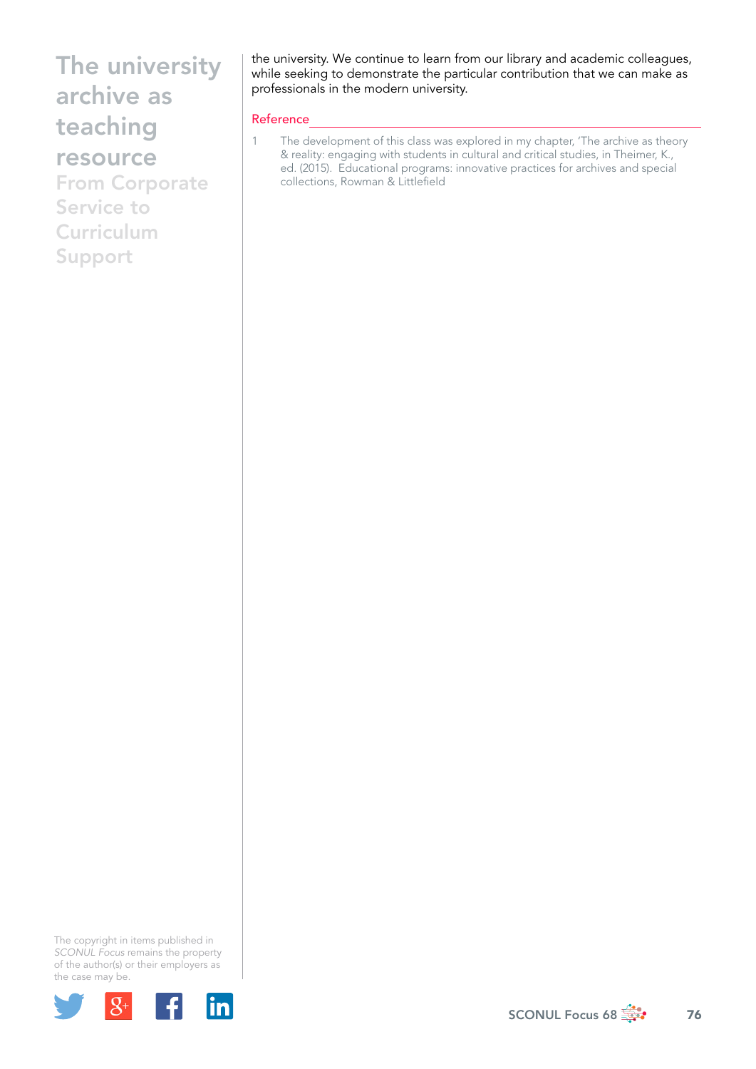the university. We continue to learn from our library and academic colleagues, while seeking to demonstrate the particular contribution that we can make as professionals in the modern university.

## Reference

1 The development of this class was explored in my chapter, 'The archive as theory & reality: engaging with students in cultural and critical studies, in Theimer, K., ed. (2015). Educational programs: innovative practices for archives and special collections, Rowman & Littlefield

The copyright in items published in *SCONUL Focus* remains the property of the author(s) or their employers as the case may be.